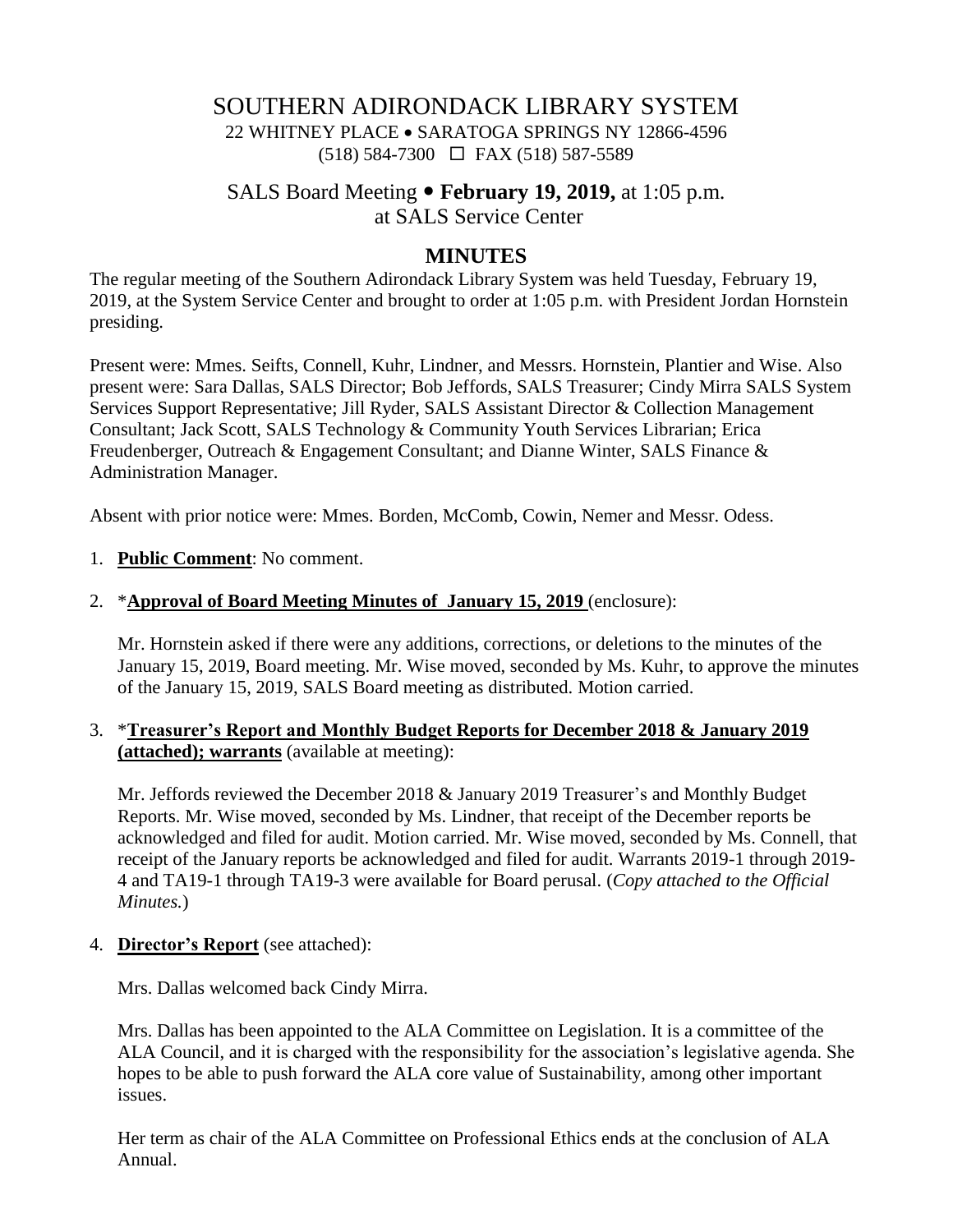# SOUTHERN ADIRONDACK LIBRARY SYSTEM

22 WHITNEY PLACE • SARATOGA SPRINGS NY 12866-4596
(518) 584-7300 ☐ FAX (518) 587-5589

## SALS Board Meeting • **February 19, 2019,** at 1:05 p.m.
## at SALS Service Center

## MINUTES

The regular meeting of the Southern Adirondack Library System was held Tuesday, February 19, 2019, at the System Service Center and brought to order at 1:05 p.m. with President Jordan Hornstein presiding.

Present were: Mmes. Seifts, Connell, Kuhr, Lindner, and Messrs. Hornstein, Plantier and Wise. Also present were: Sara Dallas, SALS Director; Bob Jeffords, SALS Treasurer; Cindy Mirra SALS System Services Support Representative; Jill Ryder, SALS Assistant Director & Collection Management Consultant; Jack Scott, SALS Technology & Community Youth Services Librarian; Erica Freudenberger, Outreach & Engagement Consultant; and Dianne Winter, SALS Finance & Administration Manager.

Absent with prior notice were: Mmes. Borden, McComb, Cowin, Nemer and Messr. Odess.

1. **Public Comment**: No comment.

2. ***Approval of Board Meeting Minutes of January 15, 2019** (enclosure):

   Mr. Hornstein asked if there were any additions, corrections, or deletions to the minutes of the January 15, 2019, Board meeting. Mr. Wise moved, seconded by Ms. Kuhr, to approve the minutes of the January 15, 2019, SALS Board meeting as distributed. Motion carried.

3. ***Treasurer's Report and Monthly Budget Reports for December 2018 & January 2019 (attached); warrants** (available at meeting):

   Mr. Jeffords reviewed the December 2018 & January 2019 Treasurer's and Monthly Budget Reports. Mr. Wise moved, seconded by Ms. Lindner, that receipt of the December reports be acknowledged and filed for audit. Motion carried. Mr. Wise moved, seconded by Ms. Connell, that receipt of the January reports be acknowledged and filed for audit. Warrants 2019-1 through 2019-4 and TA19-1 through TA19-3 were available for Board perusal. (*Copy attached to the Official Minutes.*)

4. **Director's Report** (see attached):

   Mrs. Dallas welcomed back Cindy Mirra.

   Mrs. Dallas has been appointed to the ALA Committee on Legislation. It is a committee of the ALA Council, and it is charged with the responsibility for the association's legislative agenda. She hopes to be able to push forward the ALA core value of Sustainability, among other important issues.

   Her term as chair of the ALA Committee on Professional Ethics ends at the conclusion of ALA Annual.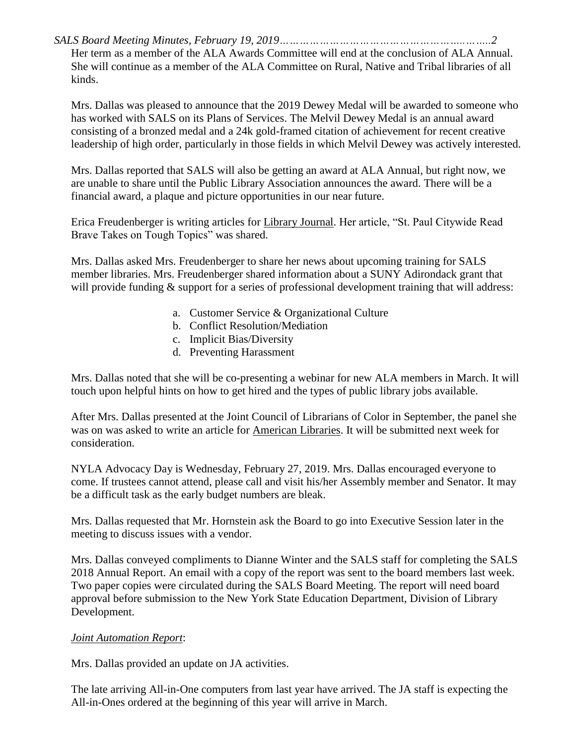Her term as a member of the ALA Awards Committee will end at the conclusion of ALA Annual. She will continue as a member of the ALA Committee on Rural, Native and Tribal libraries of all kinds.

Mrs. Dallas was pleased to announce that the 2019 Dewey Medal will be awarded to someone who has worked with SALS on its Plans of Services. The Melvil Dewey Medal is an annual award consisting of a bronzed medal and a 24k gold-framed citation of achievement for recent creative leadership of high order, particularly in those fields in which Melvil Dewey was actively interested.

Mrs. Dallas reported that SALS will also be getting an award at ALA Annual, but right now, we are unable to share until the Public Library Association announces the award. There will be a financial award, a plaque and picture opportunities in our near future.

Erica Freudenberger is writing articles for Library Journal. Her article, "St. Paul Citywide Read Brave Takes on Tough Topics" was shared.

Mrs. Dallas asked Mrs. Freudenberger to share her news about upcoming training for SALS member libraries. Mrs. Freudenberger shared information about a SUNY Adirondack grant that will provide funding & support for a series of professional development training that will address:

a. Customer Service & Organizational Culture
b. Conflict Resolution/Mediation
c. Implicit Bias/Diversity
d. Preventing Harassment

Mrs. Dallas noted that she will be co-presenting a webinar for new ALA members in March. It will touch upon helpful hints on how to get hired and the types of public library jobs available.

After Mrs. Dallas presented at the Joint Council of Librarians of Color in September, the panel she was on was asked to write an article for American Libraries. It will be submitted next week for consideration.

NYLA Advocacy Day is Wednesday, February 27, 2019. Mrs. Dallas encouraged everyone to come. If trustees cannot attend, please call and visit his/her Assembly member and Senator. It may be a difficult task as the early budget numbers are bleak.

Mrs. Dallas requested that Mr. Hornstein ask the Board to go into Executive Session later in the meeting to discuss issues with a vendor.

Mrs. Dallas conveyed compliments to Dianne Winter and the SALS staff for completing the SALS 2018 Annual Report. An email with a copy of the report was sent to the board members last week. Two paper copies were circulated during the SALS Board Meeting. The report will need board approval before submission to the New York State Education Department, Division of Library Development.

*Joint Automation Report*:

Mrs. Dallas provided an update on JA activities.

The late arriving All-in-One computers from last year have arrived. The JA staff is expecting the All-in-Ones ordered at the beginning of this year will arrive in March.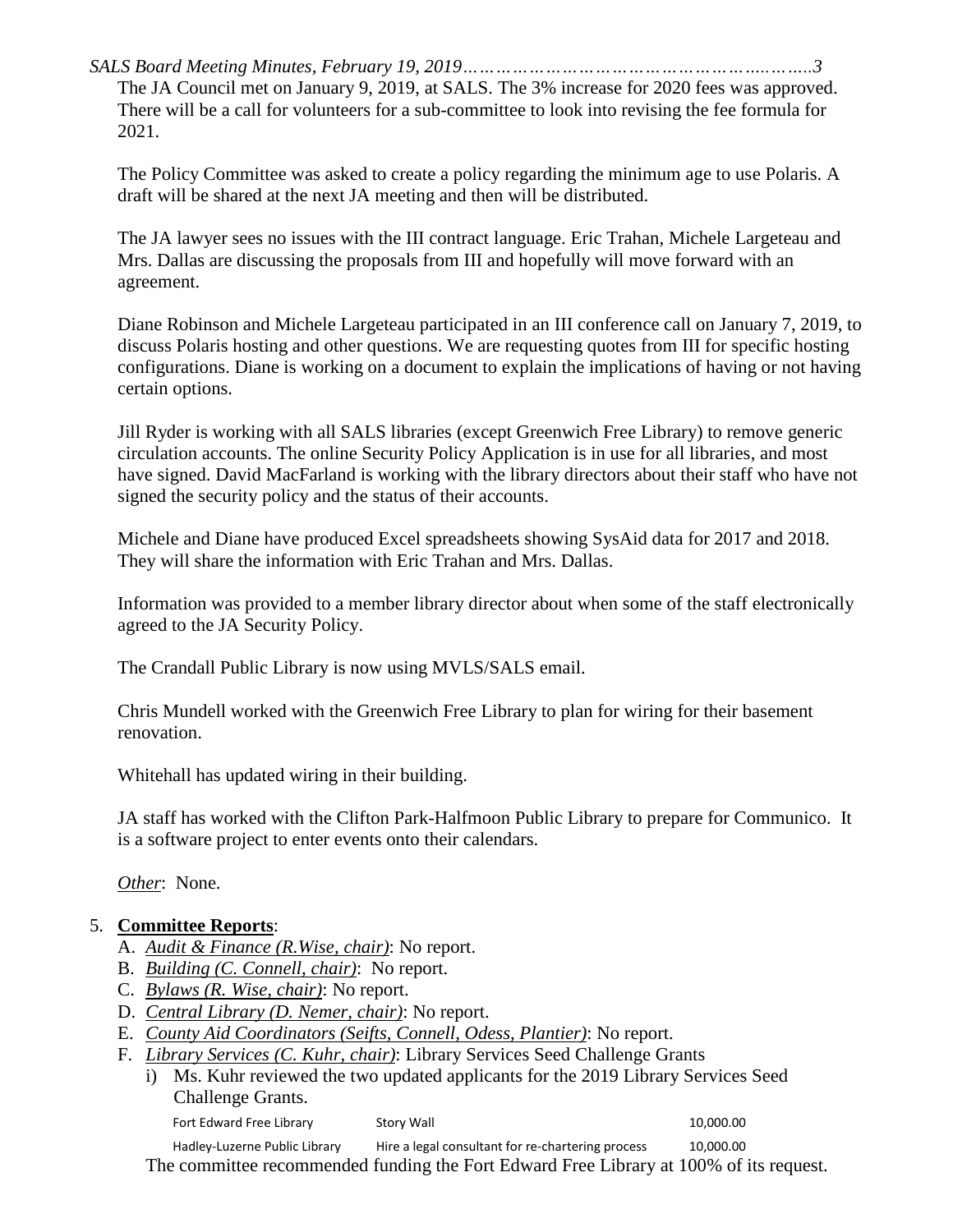The JA Council met on January 9, 2019, at SALS. The 3% increase for 2020 fees was approved. There will be a call for volunteers for a sub-committee to look into revising the fee formula for 2021.

The Policy Committee was asked to create a policy regarding the minimum age to use Polaris. A draft will be shared at the next JA meeting and then will be distributed.

The JA lawyer sees no issues with the III contract language. Eric Trahan, Michele Largeteau and Mrs. Dallas are discussing the proposals from III and hopefully will move forward with an agreement.

Diane Robinson and Michele Largeteau participated in an III conference call on January 7, 2019, to discuss Polaris hosting and other questions. We are requesting quotes from III for specific hosting configurations. Diane is working on a document to explain the implications of having or not having certain options.

Jill Ryder is working with all SALS libraries (except Greenwich Free Library) to remove generic circulation accounts. The online Security Policy Application is in use for all libraries, and most have signed. David MacFarland is working with the library directors about their staff who have not signed the security policy and the status of their accounts.

Michele and Diane have produced Excel spreadsheets showing SysAid data for 2017 and 2018. They will share the information with Eric Trahan and Mrs. Dallas.

Information was provided to a member library director about when some of the staff electronically agreed to the JA Security Policy.

The Crandall Public Library is now using MVLS/SALS email.

Chris Mundell worked with the Greenwich Free Library to plan for wiring for their basement renovation.

Whitehall has updated wiring in their building.

JA staff has worked with the Clifton Park-Halfmoon Public Library to prepare for Communico. It is a software project to enter events onto their calendars.

*Other*: None.

5. **Committee Reports**:
   A. *Audit & Finance (R.Wise, chair)*: No report.
   B. *Building (C. Connell, chair)*: No report.
   C. *Bylaws (R. Wise, chair)*: No report.
   D. *Central Library (D. Nemer, chair)*: No report.
   E. *County Aid Coordinators (Seifts, Connell, Odess, Plantier)*: No report.
   F. *Library Services (C. Kuhr, chair)*: Library Services Seed Challenge Grants
      i) Ms. Kuhr reviewed the two updated applicants for the 2019 Library Services Seed Challenge Grants.

| | | |
|---|---|---|
| Fort Edward Free Library | Story Wall | 10,000.00 |
| Hadley-Luzerne Public Library | Hire a legal consultant for re-chartering process | 10,000.00 |

The committee recommended funding the Fort Edward Free Library at 100% of its request.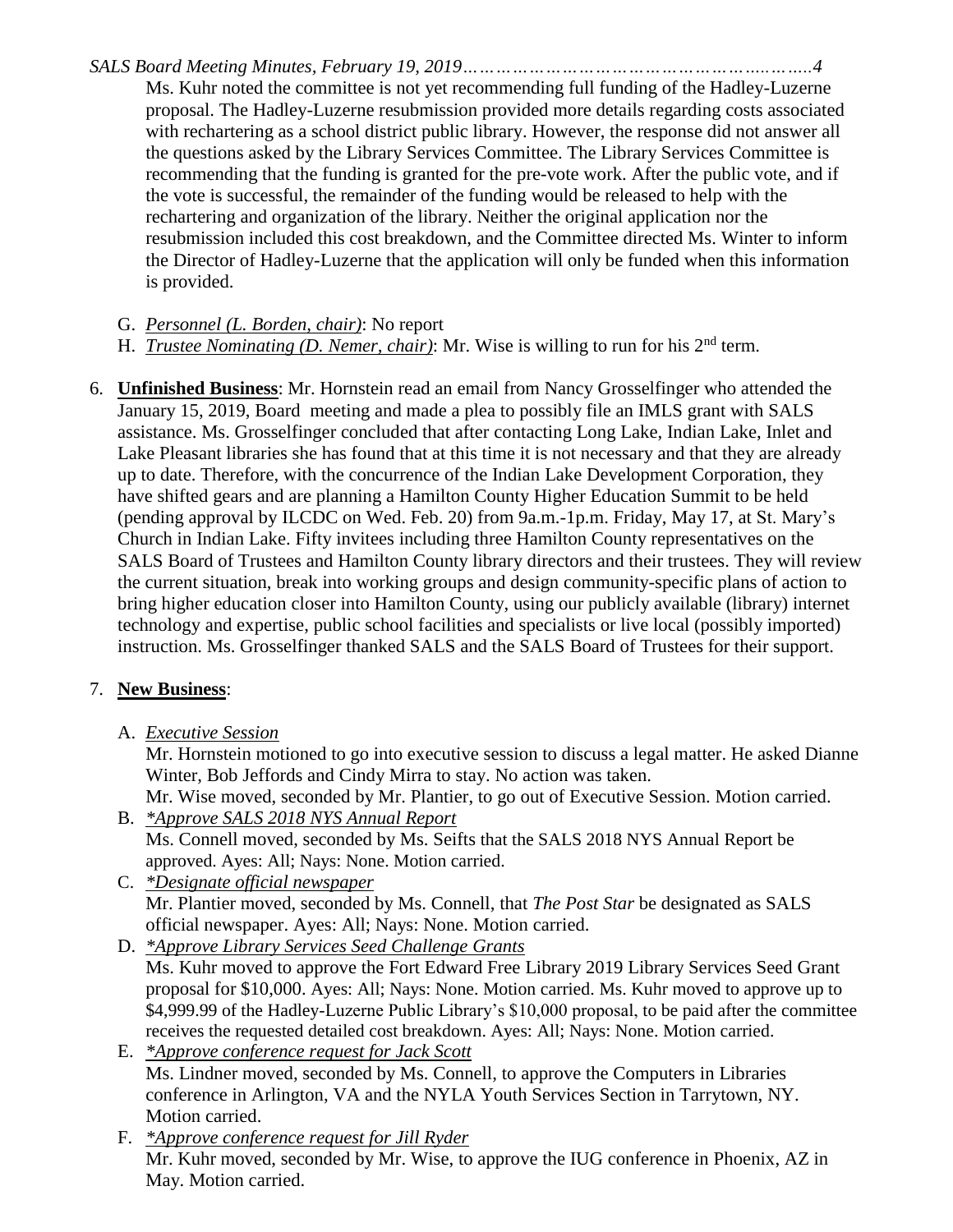Ms. Kuhr noted the committee is not yet recommending full funding of the Hadley-Luzerne proposal. The Hadley-Luzerne resubmission provided more details regarding costs associated with rechartering as a school district public library. However, the response did not answer all the questions asked by the Library Services Committee. The Library Services Committee is recommending that the funding is granted for the pre-vote work. After the public vote, and if the vote is successful, the remainder of the funding would be released to help with the rechartering and organization of the library. Neither the original application nor the resubmission included this cost breakdown, and the Committee directed Ms. Winter to inform the Director of Hadley-Luzerne that the application will only be funded when this information is provided.

G. *Personnel (L. Borden, chair)*: No report
H. *Trustee Nominating (D. Nemer, chair)*: Mr. Wise is willing to run for his 2nd term.

6. **Unfinished Business**: Mr. Hornstein read an email from Nancy Grosselfinger who attended the January 15, 2019, Board meeting and made a plea to possibly file an IMLS grant with SALS assistance. Ms. Grosselfinger concluded that after contacting Long Lake, Indian Lake, Inlet and Lake Pleasant libraries she has found that at this time it is not necessary and that they are already up to date. Therefore, with the concurrence of the Indian Lake Development Corporation, they have shifted gears and are planning a Hamilton County Higher Education Summit to be held (pending approval by ILCDC on Wed. Feb. 20) from 9a.m.-1p.m. Friday, May 17, at St. Mary's Church in Indian Lake. Fifty invitees including three Hamilton County representatives on the SALS Board of Trustees and Hamilton County library directors and their trustees. They will review the current situation, break into working groups and design community-specific plans of action to bring higher education closer into Hamilton County, using our publicly available (library) internet technology and expertise, public school facilities and specialists or live local (possibly imported) instruction. Ms. Grosselfinger thanked SALS and the SALS Board of Trustees for their support.

7. **New Business**:

A. *Executive Session*
Mr. Hornstein motioned to go into executive session to discuss a legal matter. He asked Dianne Winter, Bob Jeffords and Cindy Mirra to stay. No action was taken.
Mr. Wise moved, seconded by Mr. Plantier, to go out of Executive Session. Motion carried.

B. *\*Approve SALS 2018 NYS Annual Report*
Ms. Connell moved, seconded by Ms. Seifts that the SALS 2018 NYS Annual Report be approved. Ayes: All; Nays: None. Motion carried.

C. *\*Designate official newspaper*
Mr. Plantier moved, seconded by Ms. Connell, that *The Post Star* be designated as SALS official newspaper. Ayes: All; Nays: None. Motion carried.

D. *\*Approve Library Services Seed Challenge Grants*
Ms. Kuhr moved to approve the Fort Edward Free Library 2019 Library Services Seed Grant proposal for $10,000. Ayes: All; Nays: None. Motion carried. Ms. Kuhr moved to approve up to $4,999.99 of the Hadley-Luzerne Public Library's $10,000 proposal, to be paid after the committee receives the requested detailed cost breakdown. Ayes: All; Nays: None. Motion carried.

E. *\*Approve conference request for Jack Scott*
Ms. Lindner moved, seconded by Ms. Connell, to approve the Computers in Libraries conference in Arlington, VA and the NYLA Youth Services Section in Tarrytown, NY. Motion carried.

F. *\*Approve conference request for Jill Ryder*
Mr. Kuhr moved, seconded by Mr. Wise, to approve the IUG conference in Phoenix, AZ in May. Motion carried.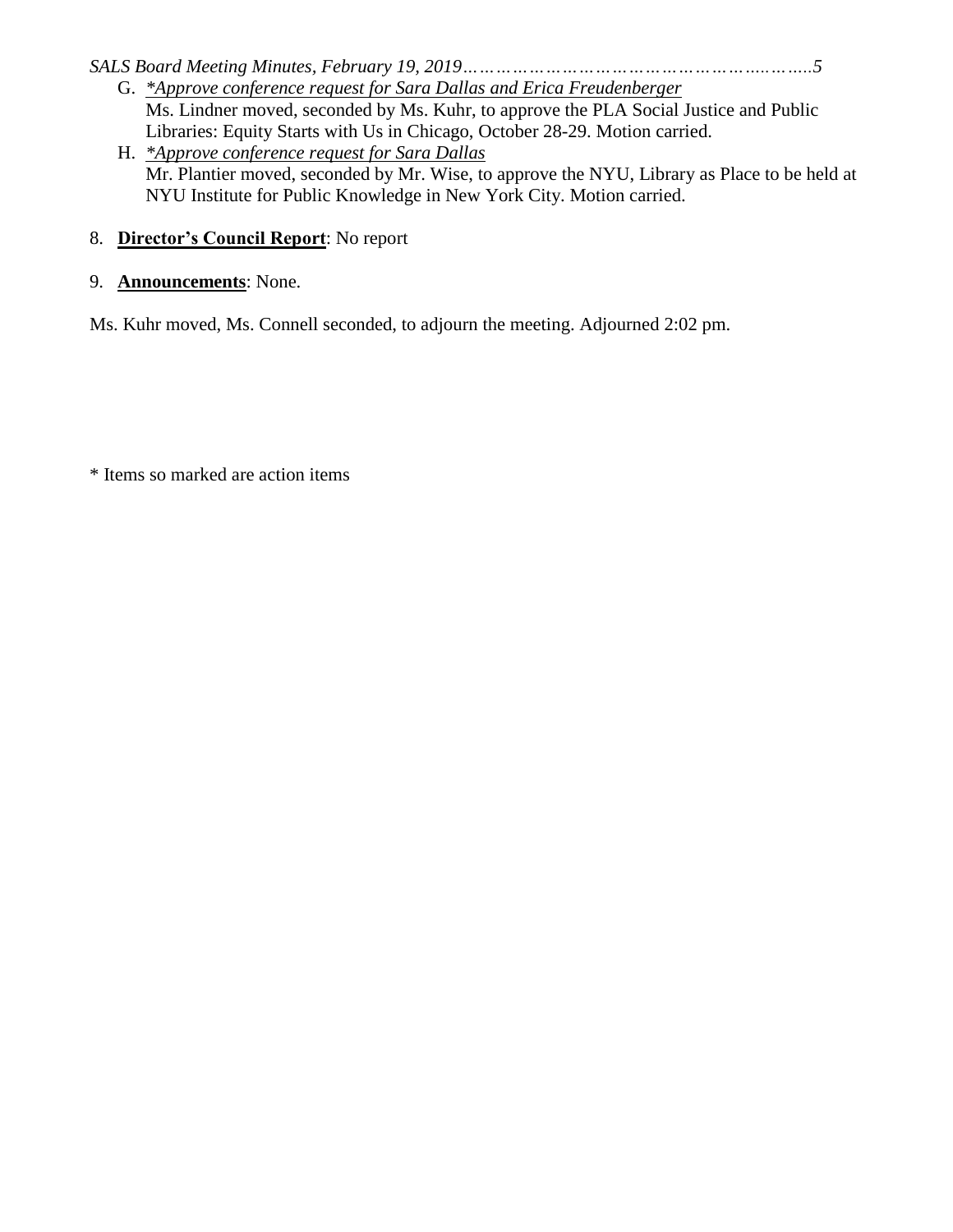G. *\*Approve conference request for Sara Dallas and Erica Freudenberger*
   Ms. Lindner moved, seconded by Ms. Kuhr, to approve the PLA Social Justice and Public Libraries: Equity Starts with Us in Chicago, October 28-29. Motion carried.

H. *\*Approve conference request for Sara Dallas*
   Mr. Plantier moved, seconded by Mr. Wise, to approve the NYU, Library as Place to be held at NYU Institute for Public Knowledge in New York City. Motion carried.

8. **Director's Council Report**: No report

9. **Announcements**: None.

Ms. Kuhr moved, Ms. Connell seconded, to adjourn the meeting. Adjourned 2:02 pm.

\* Items so marked are action items